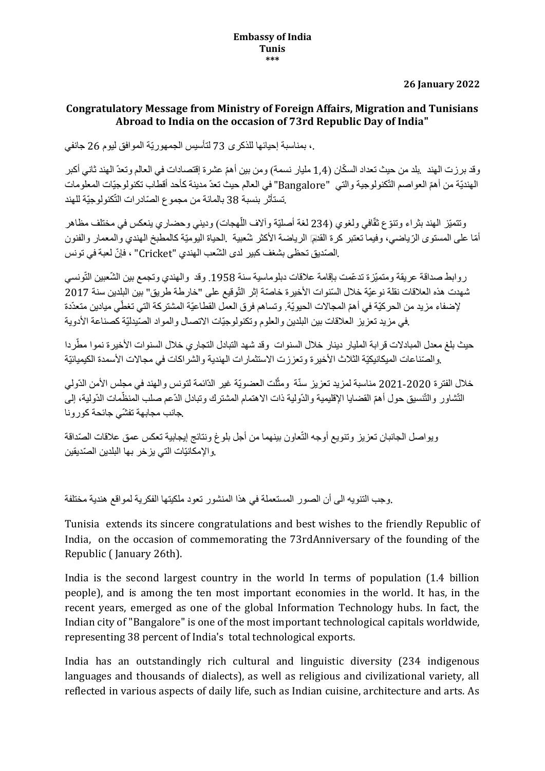**Embassy of India**
**Tunis**
**\*\*\***

**26 January 2022**

## Congratulatory Message from Ministry of Foreign Affairs, Migration and Tunisians Abroad to India on the occasion of 73rd Republic Day of India"

.، بمناسبة إحيائها للذكرى 73 لتأسيس الجمهوريّة الموافق ليوم 26 جانفي

وقد برزت الهند بلد من حيث تعداد السكّان (1,4 مليار نسمة) ومن بين أهمّ عشرة إقتصادات في العالم وتعدّ الهند ثاني أكبر الهنديّة من أهمّ العواصم التّكنولوجية والتي "Bangalore" في العالم حيث تعدّ مدينة كأحد أقطاب تكنولوجيّات المعلومات .تستأثر بنسبة 38 بالمائة من مجموع الصّادرات التّكنولوجيّة للهند

وتتميّز الهند بثراء وتنوّع ثقّافي ولغوي (234 لغة أصليّة وآلاف اللّهجات) وديني وحضاري ينعكس في مختلف مظاهر أمّا على المستوى الرّياضي، وفيما تعتبر كرة القدم الرياضة الأكثر شّعبية .الحياة اليوميّة كالمطبخ الهندي والمعمار والفنون .الصّديق تحظى بشغف كبير لدى الشّعب الهندي "Cricket" ، فإنّ لعبة في تونس

روابط صداقة عريقة ومتميّزة تدعّمت بإقامة علاقات دبلوماسية سنة 1958. وقد والهندي وتجمع بين الشّعبين التّونسي شهدت هذه العلاقات نقلة نوعيّة خلال السّنوات الأخيرة خاصّة إثر التّوقيع على "خارطة طريق" بين البلدين سنة 2017 لإضفاء مزيد من الحركيّة في أهمّ المجالات الحيويّة. وتساهم فرق العمل القطاعيّة المشتركة التي تغطّي ميادين متعدّدة .في مزيد تعزيز العلاقات بين البلدين والعلوم وتكنولوجيّات الاتصال والمواد الصّيدليّة كصناعة الأدوية

حيث بلغ معدل المبادلات قرابة المليار دينار خلال السنوات وقد شهد التبادل التجاري خلال السنوات الأخيرة نموا مطّردا .والصّناعات الميكانيكيّة الثلاث الأخيرة وتعززت الاستثمارات الهندية والشراكات في مجالات الأسمدة الكيميائيّة

خلال الفترة 2020-2021 مناسبة لمزيد تعزيز سنّة ومثّلت العضويّة غير الدّائمة لتونس والهند في مجلس الأمن الدّولي التّشاور والتّنسيق حول أهمّ القضايا الإقليمية والدّولية ذات الاهتمام المشترك وتبادل الدّعم صلب المنظّمات الدّولية، إلى .جانب مجابهة تفشّي جائحة كورونا

ويواصل الجانبان تعزيز وتنويع أوجه التّعاون بينهما من أجل بلوغ ونتائج إيجابية تعكس عمق علاقات الصّداقة .والإمكانيّات التي يزخر بها البلدين الصّديقين

.وجب التنويه الى أن الصور المستعملة في هذا المنشور تعود ملكيتها الفكرية لمواقع هندية مختلفة

Tunisia extends its sincere congratulations and best wishes to the friendly Republic of India, on the occasion of commemorating the 73rdAnniversary of the founding of the Republic ( January 26th).

India is the second largest country in the world In terms of population (1.4 billion people), and is among the ten most important economies in the world. It has, in the recent years, emerged as one of the global Information Technology hubs. In fact, the Indian city of "Bangalore" is one of the most important technological capitals worldwide, representing 38 percent of India's total technological exports.

India has an outstandingly rich cultural and linguistic diversity (234 indigenous languages and thousands of dialects), as well as religious and civilizational variety, all reflected in various aspects of daily life, such as Indian cuisine, architecture and arts. As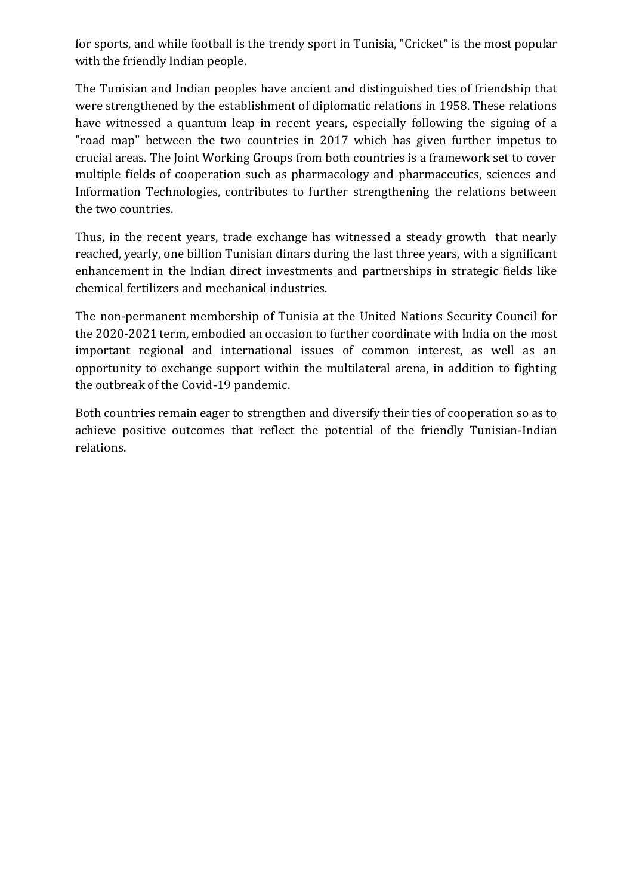for sports, and while football is the trendy sport in Tunisia, "Cricket" is the most popular with the friendly Indian people.

The Tunisian and Indian peoples have ancient and distinguished ties of friendship that were strengthened by the establishment of diplomatic relations in 1958. These relations have witnessed a quantum leap in recent years, especially following the signing of a "road map" between the two countries in 2017 which has given further impetus to crucial areas. The Joint Working Groups from both countries is a framework set to cover multiple fields of cooperation such as pharmacology and pharmaceutics, sciences and Information Technologies, contributes to further strengthening the relations between the two countries.

Thus, in the recent years, trade exchange has witnessed a steady growth that nearly reached, yearly, one billion Tunisian dinars during the last three years, with a significant enhancement in the Indian direct investments and partnerships in strategic fields like chemical fertilizers and mechanical industries.

The non-permanent membership of Tunisia at the United Nations Security Council for the 2020-2021 term, embodied an occasion to further coordinate with India on the most important regional and international issues of common interest, as well as an opportunity to exchange support within the multilateral arena, in addition to fighting the outbreak of the Covid-19 pandemic.

Both countries remain eager to strengthen and diversify their ties of cooperation so as to achieve positive outcomes that reflect the potential of the friendly Tunisian-Indian relations.